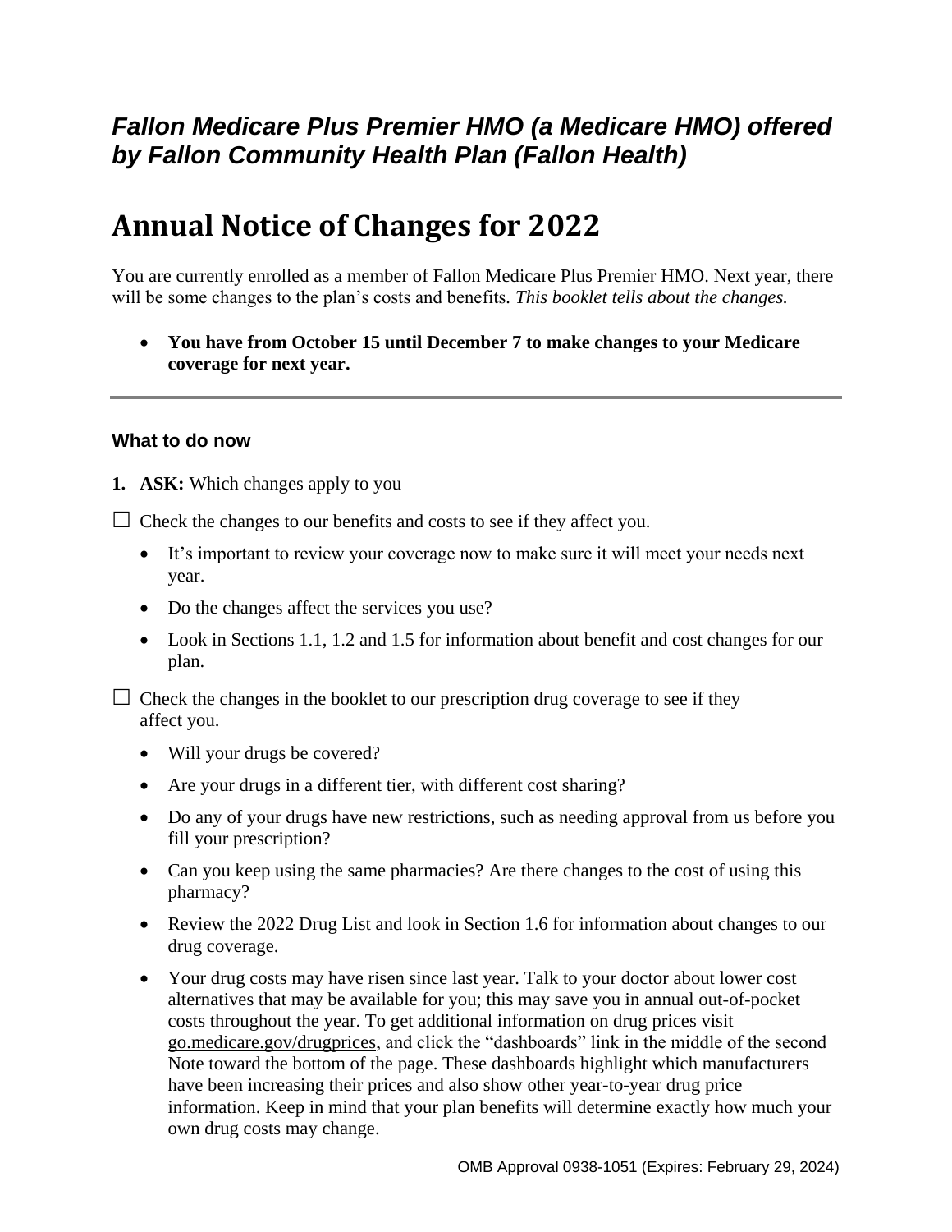## *Fallon Medicare Plus Premier HMO (a Medicare HMO) offered by Fallon Community Health Plan (Fallon Health)*

# Annual Notice of Changes for 2022

You are currently enrolled as a member of Fallon Medicare Plus Premier HMO. Next year, there will be some changes to the plan's costs and benefits. *This booklet tells about the changes.*

- **You have from October 15 until December 7 to make changes to your Medicare coverage for next year.**

---

### What to do now

**1. ASK:** Which changes apply to you

☐ Check the changes to our benefits and costs to see if they affect you.

- It's important to review your coverage now to make sure it will meet your needs next year.
- Do the changes affect the services you use?
- Look in Sections 1.1, 1.2 and 1.5 for information about benefit and cost changes for our plan.

☐ Check the changes in the booklet to our prescription drug coverage to see if they affect you.

- Will your drugs be covered?
- Are your drugs in a different tier, with different cost sharing?
- Do any of your drugs have new restrictions, such as needing approval from us before you fill your prescription?
- Can you keep using the same pharmacies? Are there changes to the cost of using this pharmacy?
- Review the 2022 Drug List and look in Section 1.6 for information about changes to our drug coverage.
- Your drug costs may have risen since last year. Talk to your doctor about lower cost alternatives that may be available for you; this may save you in annual out-of-pocket costs throughout the year. To get additional information on drug prices visit go.medicare.gov/drugprices, and click the "dashboards" link in the middle of the second Note toward the bottom of the page. These dashboards highlight which manufacturers have been increasing their prices and also show other year-to-year drug price information. Keep in mind that your plan benefits will determine exactly how much your own drug costs may change.

OMB Approval 0938-1051 (Expires: February 29, 2024)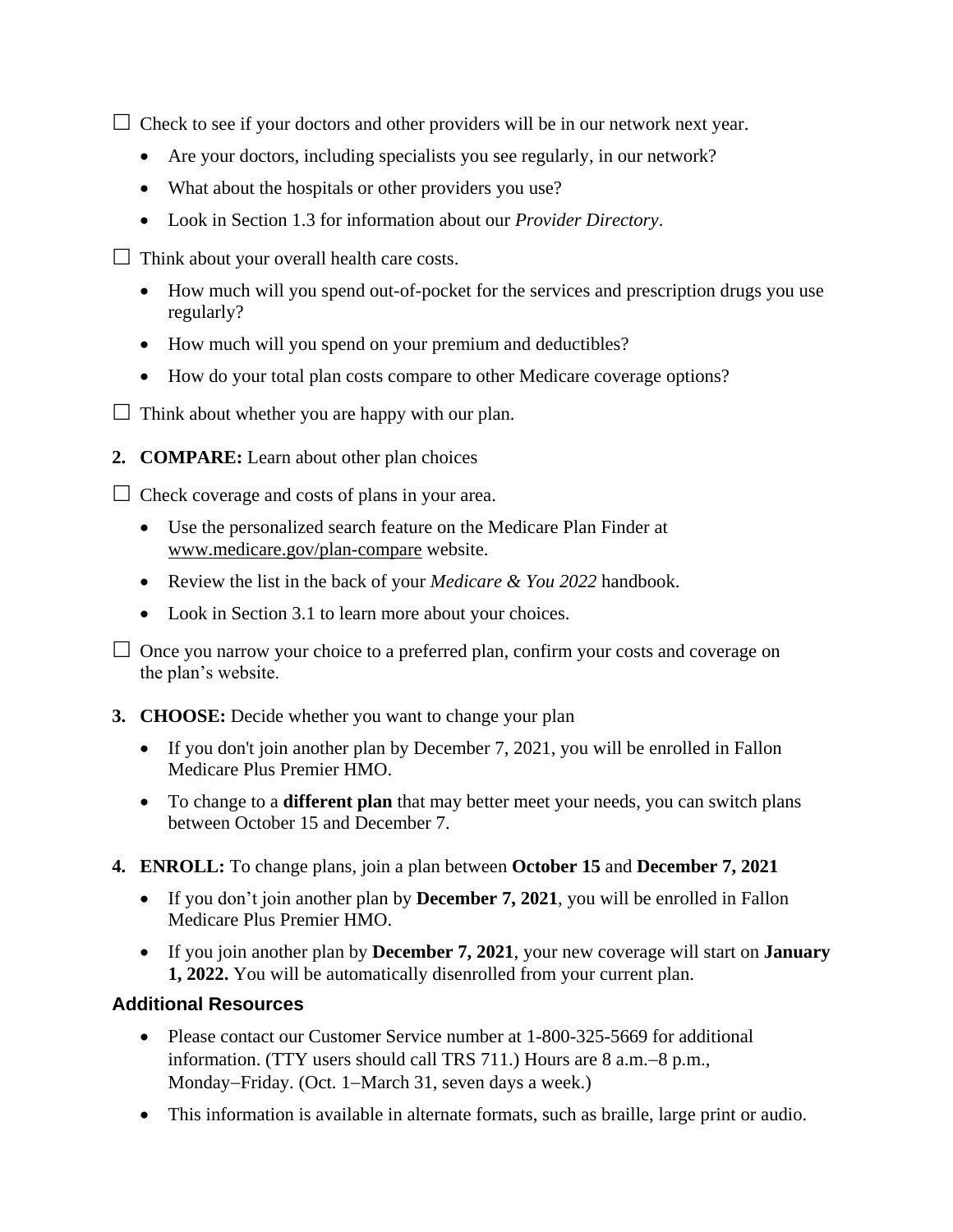☐ Check to see if your doctors and other providers will be in our network next year.

- Are your doctors, including specialists you see regularly, in our network?
- What about the hospitals or other providers you use?
- Look in Section 1.3 for information about our *Provider Directory*.

☐ Think about your overall health care costs.

- How much will you spend out-of-pocket for the services and prescription drugs you use regularly?
- How much will you spend on your premium and deductibles?
- How do your total plan costs compare to other Medicare coverage options?

☐ Think about whether you are happy with our plan.

**2. COMPARE:** Learn about other plan choices

☐ Check coverage and costs of plans in your area.

- Use the personalized search feature on the Medicare Plan Finder at www.medicare.gov/plan-compare website.
- Review the list in the back of your *Medicare & You 2022* handbook.
- Look in Section 3.1 to learn more about your choices.

☐ Once you narrow your choice to a preferred plan, confirm your costs and coverage on the plan's website.

**3. CHOOSE:** Decide whether you want to change your plan

- If you don't join another plan by December 7, 2021, you will be enrolled in Fallon Medicare Plus Premier HMO.
- To change to a **different plan** that may better meet your needs, you can switch plans between October 15 and December 7.

**4. ENROLL:** To change plans, join a plan between **October 15** and **December 7, 2021**

- If you don't join another plan by **December 7, 2021**, you will be enrolled in Fallon Medicare Plus Premier HMO.
- If you join another plan by **December 7, 2021**, your new coverage will start on **January 1, 2022.** You will be automatically disenrolled from your current plan.

### Additional Resources

- Please contact our Customer Service number at 1-800-325-5669 for additional information. (TTY users should call TRS 711.) Hours are 8 a.m.–8 p.m., Monday–Friday. (Oct. 1–March 31, seven days a week.)
- This information is available in alternate formats, such as braille, large print or audio.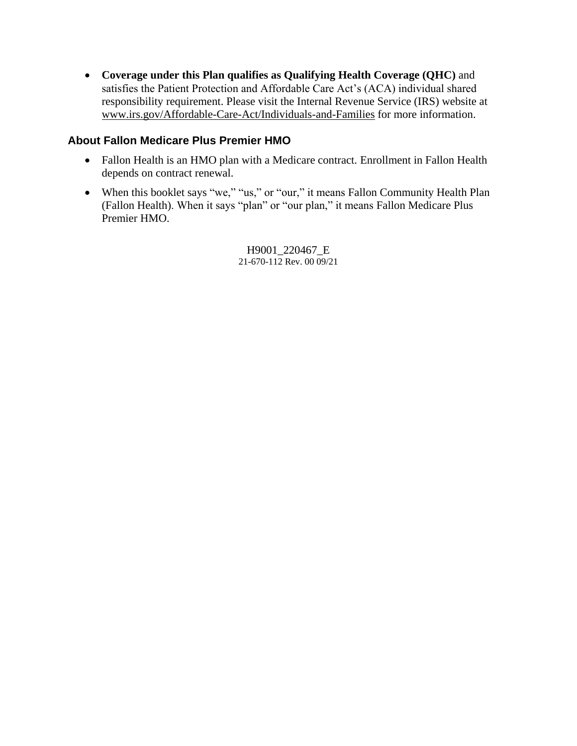- **Coverage under this Plan qualifies as Qualifying Health Coverage (QHC)** and satisfies the Patient Protection and Affordable Care Act's (ACA) individual shared responsibility requirement. Please visit the Internal Revenue Service (IRS) website at www.irs.gov/Affordable-Care-Act/Individuals-and-Families for more information.

## About Fallon Medicare Plus Premier HMO

- Fallon Health is an HMO plan with a Medicare contract. Enrollment in Fallon Health depends on contract renewal.
- When this booklet says "we," "us," or "our," it means Fallon Community Health Plan (Fallon Health). When it says "plan" or "our plan," it means Fallon Medicare Plus Premier HMO.

H9001_220467_E
21-670-112 Rev. 00 09/21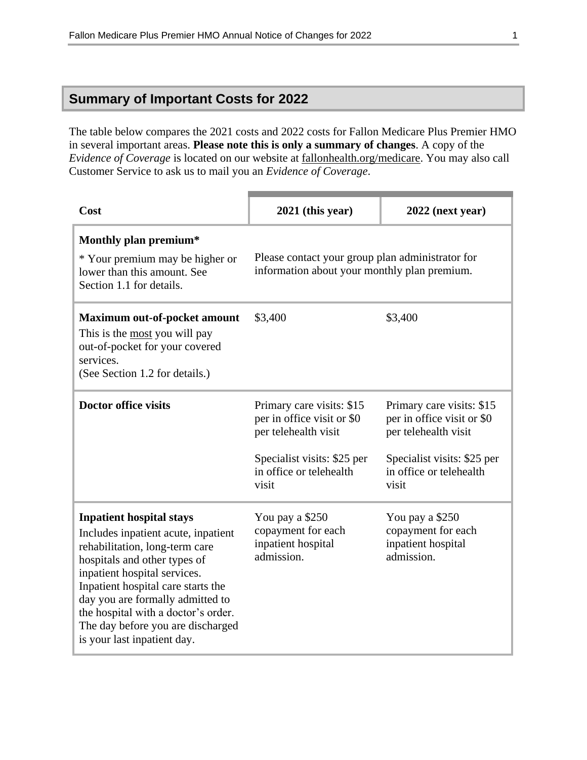## Summary of Important Costs for 2022

The table below compares the 2021 costs and 2022 costs for Fallon Medicare Plus Premier HMO in several important areas. **Please note this is only a summary of changes**. A copy of the *Evidence of Coverage* is located on our website at fallonhealth.org/medicare. You may also call Customer Service to ask us to mail you an *Evidence of Coverage*.

| Cost | 2021 (this year) | 2022 (next year) |
|---|---|---|
| **Monthly plan premium***<br>* Your premium may be higher or lower than this amount. See Section 1.1 for details. | Please contact your group plan administrator for information about your monthly plan premium. | |
| **Maximum out-of-pocket amount**<br>This is the most you will pay out-of-pocket for your covered services.<br>(See Section 1.2 for details.) | $3,400 | $3,400 |
| **Doctor office visits** | Primary care visits: $15 per in office visit or $0 per telehealth visit<br><br>Specialist visits: $25 per in office or telehealth visit | Primary care visits: $15 per in office visit or $0 per telehealth visit<br><br>Specialist visits: $25 per in office or telehealth visit |
| **Inpatient hospital stays**<br>Includes inpatient acute, inpatient rehabilitation, long-term care hospitals and other types of inpatient hospital services. Inpatient hospital care starts the day you are formally admitted to the hospital with a doctor's order. The day before you are discharged is your last inpatient day. | You pay a $250 copayment for each inpatient hospital admission. | You pay a $250 copayment for each inpatient hospital admission. |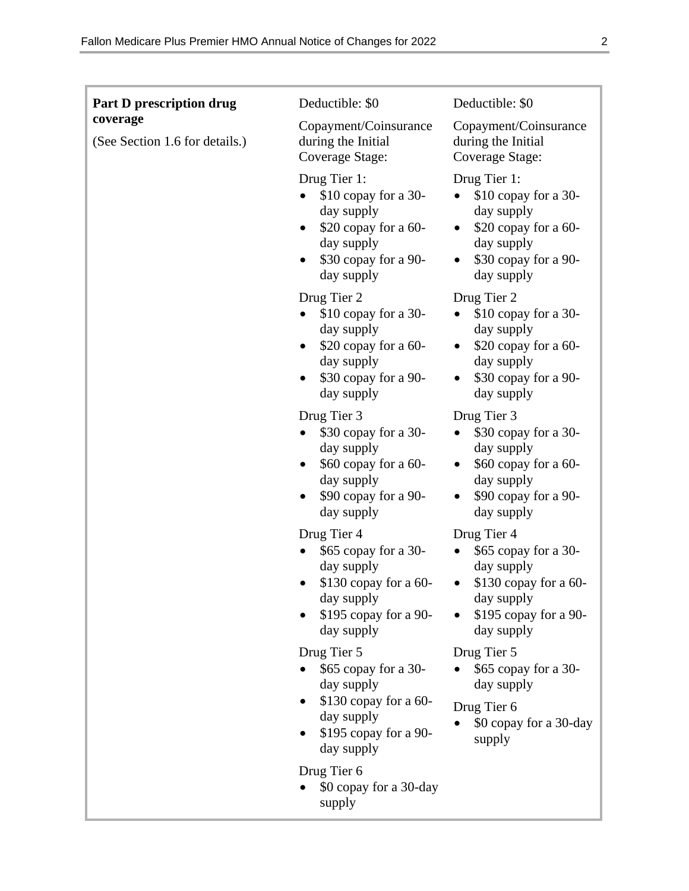| | | |
|---|---|---|
| **Part D prescription drug coverage**<br><br>(See Section 1.6 for details.) | Deductible: $0<br><br>Copayment/Coinsurance during the Initial Coverage Stage:<br><br>Drug Tier 1:<br>• $10 copay for a 30-day supply<br>• $20 copay for a 60-day supply<br>• $30 copay for a 90-day supply<br><br>Drug Tier 2<br>• $10 copay for a 30-day supply<br>• $20 copay for a 60-day supply<br>• $30 copay for a 90-day supply<br><br>Drug Tier 3<br>• $30 copay for a 30-day supply<br>• $60 copay for a 60-day supply<br>• $90 copay for a 90-day supply<br><br>Drug Tier 4<br>• $65 copay for a 30-day supply<br>• $130 copay for a 60-day supply<br>• $195 copay for a 90-day supply<br><br>Drug Tier 5<br>• $65 copay for a 30-day supply<br>• $130 copay for a 60-day supply<br>• $195 copay for a 90-day supply<br><br>Drug Tier 6<br>• $0 copay for a 30-day supply | Deductible: $0<br><br>Copayment/Coinsurance during the Initial Coverage Stage:<br><br>Drug Tier 1:<br>• $10 copay for a 30-day supply<br>• $20 copay for a 60-day supply<br>• $30 copay for a 90-day supply<br><br>Drug Tier 2<br>• $10 copay for a 30-day supply<br>• $20 copay for a 60-day supply<br>• $30 copay for a 90-day supply<br><br>Drug Tier 3<br>• $30 copay for a 30-day supply<br>• $60 copay for a 60-day supply<br>• $90 copay for a 90-day supply<br><br>Drug Tier 4<br>• $65 copay for a 30-day supply<br>• $130 copay for a 60-day supply<br>• $195 copay for a 90-day supply<br><br>Drug Tier 5<br>• $65 copay for a 30-day supply<br><br>Drug Tier 6<br>• $0 copay for a 30-day supply |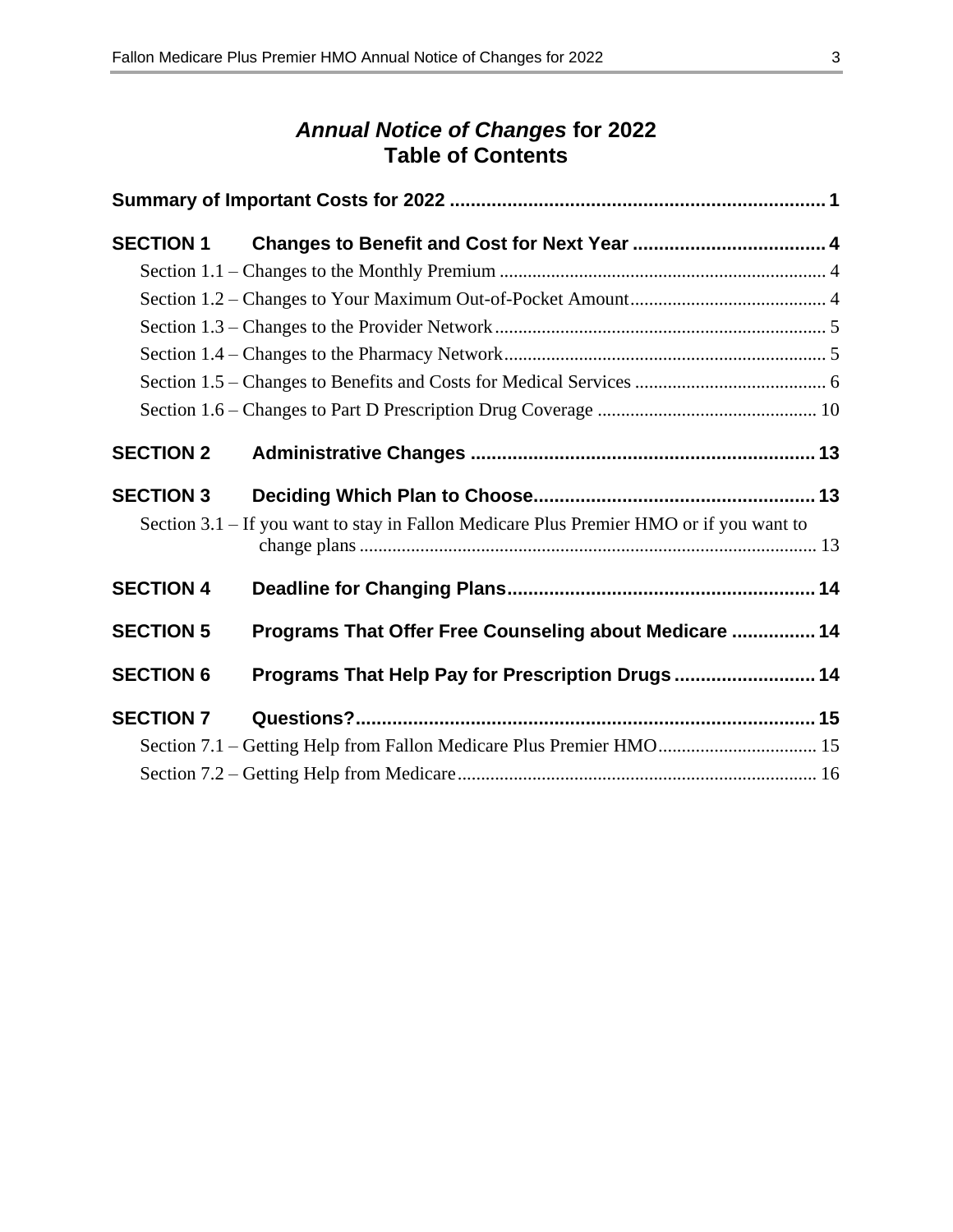# *Annual Notice of Changes* for 2022
# Table of Contents

**Summary of Important Costs for 2022** ........................................................................ 1

**SECTION 1 Changes to Benefit and Cost for Next Year** ..................................... 4

- Section 1.1 – Changes to the Monthly Premium ...................................................................... 4
- Section 1.2 – Changes to Your Maximum Out-of-Pocket Amount.......................................... 4
- Section 1.3 – Changes to the Provider Network....................................................................... 5
- Section 1.4 – Changes to the Pharmacy Network..................................................................... 5
- Section 1.5 – Changes to Benefits and Costs for Medical Services ......................................... 6
- Section 1.6 – Changes to Part D Prescription Drug Coverage ............................................... 10

**SECTION 2 Administrative Changes** .................................................................. 13

**SECTION 3 Deciding Which Plan to Choose**...................................................... 13

- Section 3.1 – If you want to stay in Fallon Medicare Plus Premier HMO or if you want to change plans ................................................................................................... 13

**SECTION 4 Deadline for Changing Plans**........................................................... 14

**SECTION 5 Programs That Offer Free Counseling about Medicare** ................ 14

**SECTION 6 Programs That Help Pay for Prescription Drugs** ........................... 14

**SECTION 7 Questions?**........................................................................................ 15

- Section 7.1 – Getting Help from Fallon Medicare Plus Premier HMO.................................. 15
- Section 7.2 – Getting Help from Medicare............................................................................. 16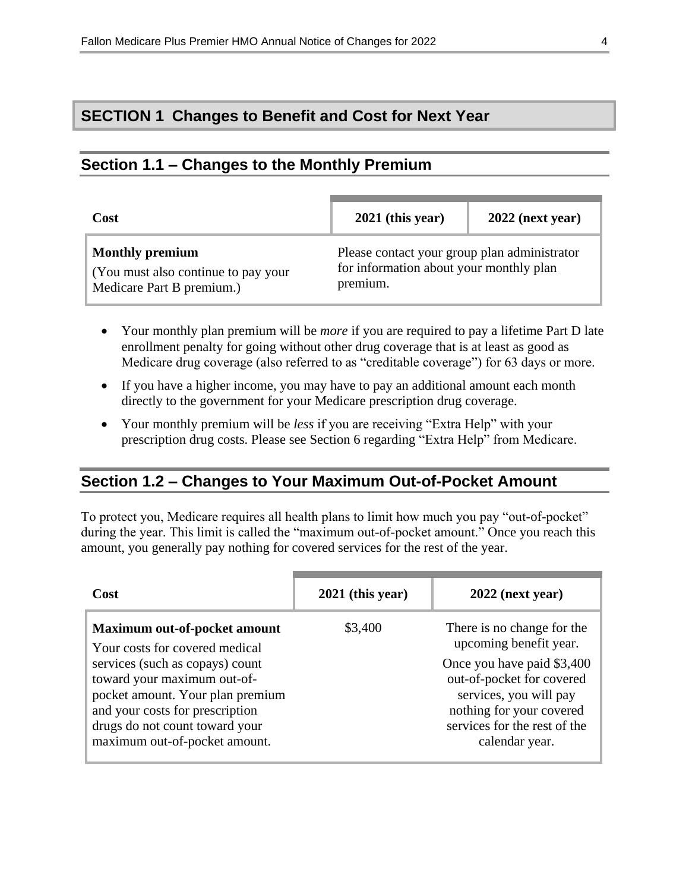## SECTION 1 Changes to Benefit and Cost for Next Year

### Section 1.1 – Changes to the Monthly Premium

| Cost | 2021 (this year) | 2022 (next year) |
|---|---|---|
| **Monthly premium**<br>(You must also continue to pay your Medicare Part B premium.) | Please contact your group plan administrator for information about your monthly plan premium. | |

- Your monthly plan premium will be *more* if you are required to pay a lifetime Part D late enrollment penalty for going without other drug coverage that is at least as good as Medicare drug coverage (also referred to as "creditable coverage") for 63 days or more.
- If you have a higher income, you may have to pay an additional amount each month directly to the government for your Medicare prescription drug coverage.
- Your monthly premium will be *less* if you are receiving "Extra Help" with your prescription drug costs. Please see Section 6 regarding "Extra Help" from Medicare.

### Section 1.2 – Changes to Your Maximum Out-of-Pocket Amount

To protect you, Medicare requires all health plans to limit how much you pay "out-of-pocket" during the year. This limit is called the "maximum out-of-pocket amount." Once you reach this amount, you generally pay nothing for covered services for the rest of the year.

| Cost | 2021 (this year) | 2022 (next year) |
|---|---|---|
| **Maximum out-of-pocket amount**<br>Your costs for covered medical services (such as copays) count toward your maximum out-of-pocket amount. Your plan premium and your costs for prescription drugs do not count toward your maximum out-of-pocket amount. | $3,400 | There is no change for the upcoming benefit year.<br>Once you have paid $3,400 out-of-pocket for covered services, you will pay nothing for your covered services for the rest of the calendar year. |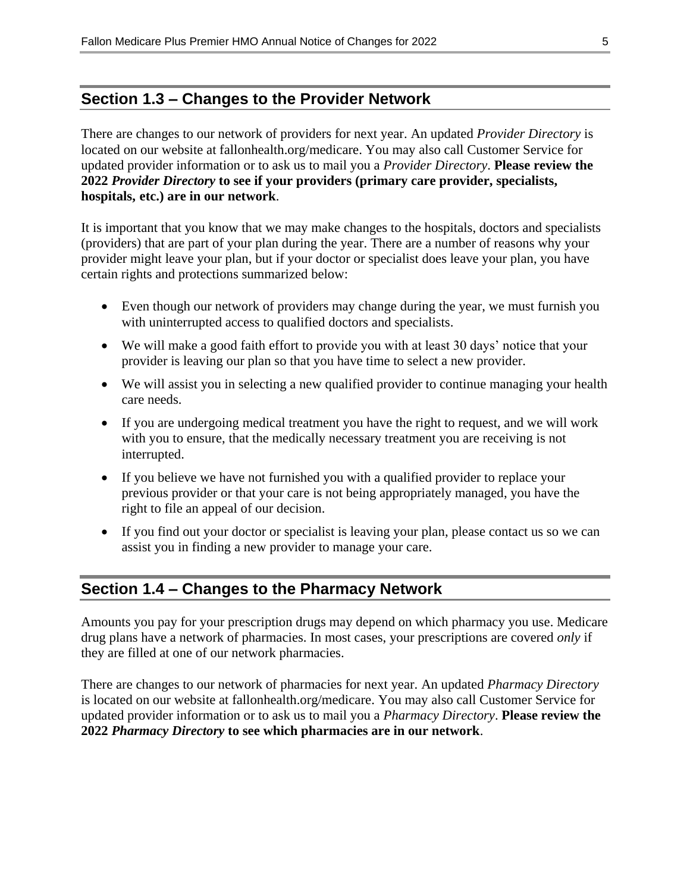## Section 1.3 – Changes to the Provider Network

There are changes to our network of providers for next year. An updated *Provider Directory* is located on our website at fallonhealth.org/medicare. You may also call Customer Service for updated provider information or to ask us to mail you a *Provider Directory*. **Please review the 2022 *Provider Directory* to see if your providers (primary care provider, specialists, hospitals, etc.) are in our network**.

It is important that you know that we may make changes to the hospitals, doctors and specialists (providers) that are part of your plan during the year. There are a number of reasons why your provider might leave your plan, but if your doctor or specialist does leave your plan, you have certain rights and protections summarized below:

- Even though our network of providers may change during the year, we must furnish you with uninterrupted access to qualified doctors and specialists.
- We will make a good faith effort to provide you with at least 30 days' notice that your provider is leaving our plan so that you have time to select a new provider.
- We will assist you in selecting a new qualified provider to continue managing your health care needs.
- If you are undergoing medical treatment you have the right to request, and we will work with you to ensure, that the medically necessary treatment you are receiving is not interrupted.
- If you believe we have not furnished you with a qualified provider to replace your previous provider or that your care is not being appropriately managed, you have the right to file an appeal of our decision.
- If you find out your doctor or specialist is leaving your plan, please contact us so we can assist you in finding a new provider to manage your care.

## Section 1.4 – Changes to the Pharmacy Network

Amounts you pay for your prescription drugs may depend on which pharmacy you use. Medicare drug plans have a network of pharmacies. In most cases, your prescriptions are covered *only* if they are filled at one of our network pharmacies.

There are changes to our network of pharmacies for next year. An updated *Pharmacy Directory* is located on our website at fallonhealth.org/medicare. You may also call Customer Service for updated provider information or to ask us to mail you a *Pharmacy Directory*. **Please review the 2022 *Pharmacy Directory* to see which pharmacies are in our network**.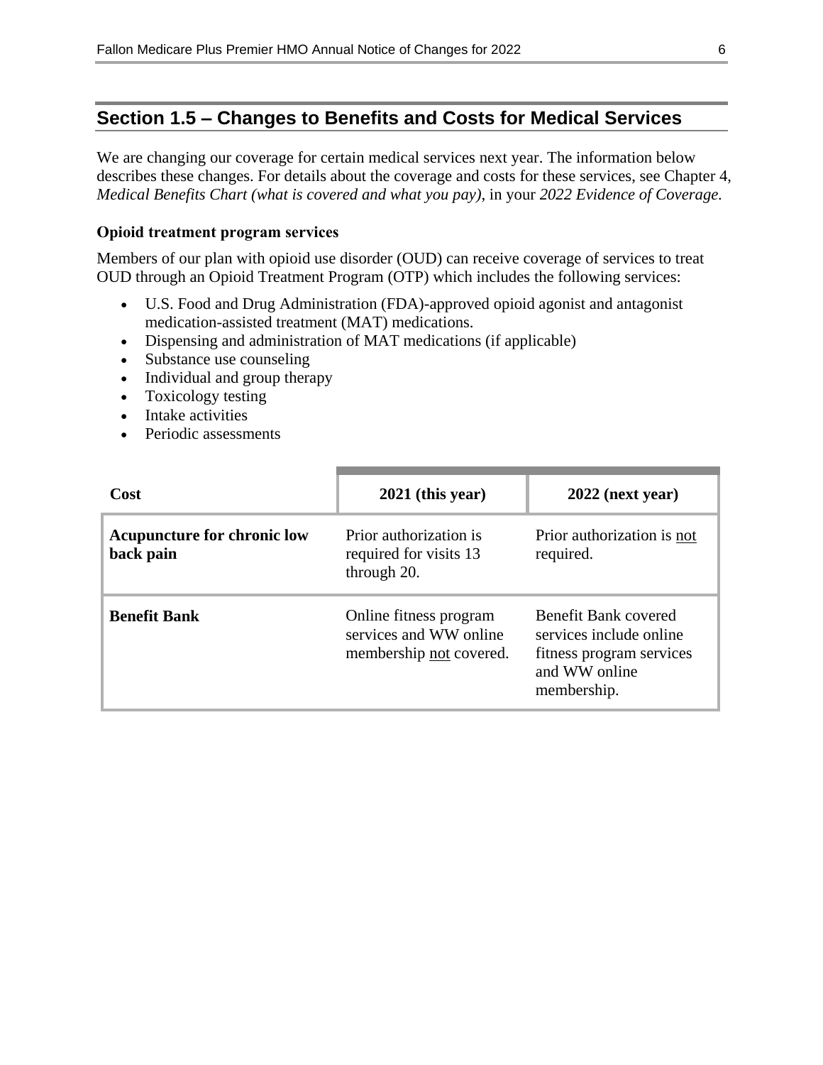## Section 1.5 – Changes to Benefits and Costs for Medical Services

We are changing our coverage for certain medical services next year. The information below describes these changes. For details about the coverage and costs for these services, see Chapter 4, *Medical Benefits Chart (what is covered and what you pay)*, in your *2022 Evidence of Coverage*.

**Opioid treatment program services**

Members of our plan with opioid use disorder (OUD) can receive coverage of services to treat OUD through an Opioid Treatment Program (OTP) which includes the following services:

- U.S. Food and Drug Administration (FDA)-approved opioid agonist and antagonist medication-assisted treatment (MAT) medications.
- Dispensing and administration of MAT medications (if applicable)
- Substance use counseling
- Individual and group therapy
- Toxicology testing
- Intake activities
- Periodic assessments

| Cost | 2021 (this year) | 2022 (next year) |
|---|---|---|
| **Acupuncture for chronic low back pain** | Prior authorization is required for visits 13 through 20. | Prior authorization is not required. |
| **Benefit Bank** | Online fitness program services and WW online membership not covered. | Benefit Bank covered services include online fitness program services and WW online membership. |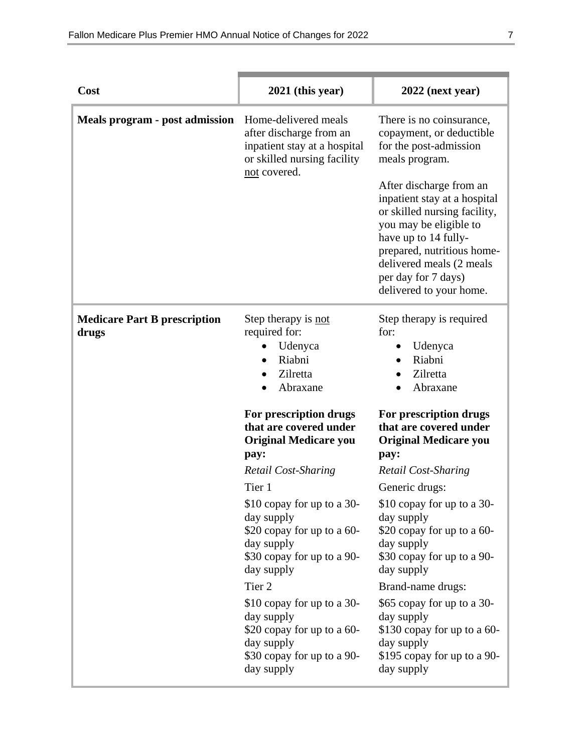| Cost | 2021 (this year) | 2022 (next year) |
|---|---|---|
| **Meals program - post admission** | Home-delivered meals after discharge from an inpatient stay at a hospital or skilled nursing facility not covered. | There is no coinsurance, copayment, or deductible for the post-admission meals program.<br><br>After discharge from an inpatient stay at a hospital or skilled nursing facility, you may be eligible to have up to 14 fully-prepared, nutritious home-delivered meals (2 meals per day for 7 days) delivered to your home. |
| **Medicare Part B prescription drugs** | Step therapy is not required for:<br>• Udenyca<br>• Riabni<br>• Zilretta<br>• Abraxane<br><br>**For prescription drugs that are covered under Original Medicare you pay:**<br>*Retail Cost-Sharing*<br>Tier 1<br>$10 copay for up to a 30-day supply<br>$20 copay for up to a 60-day supply<br>$30 copay for up to a 90-day supply<br>Tier 2<br>$10 copay for up to a 30-day supply<br>$20 copay for up to a 60-day supply<br>$30 copay for up to a 90-day supply | Step therapy is required for:<br>• Udenyca<br>• Riabni<br>• Zilretta<br>• Abraxane<br><br>**For prescription drugs that are covered under Original Medicare you pay:**<br>*Retail Cost-Sharing*<br>Generic drugs:<br>$10 copay for up to a 30-day supply<br>$20 copay for up to a 60-day supply<br>$30 copay for up to a 90-day supply<br>Brand-name drugs:<br>$65 copay for up to a 30-day supply<br>$130 copay for up to a 60-day supply<br>$195 copay for up to a 90-day supply |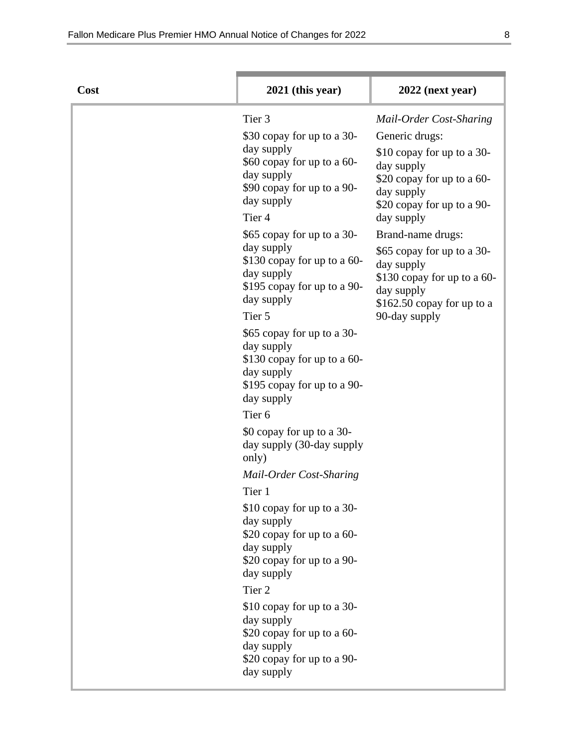| Cost | 2021 (this year) | 2022 (next year) |
|---|---|---|
| | Tier 3<br>$30 copay for up to a 30-day supply<br>$60 copay for up to a 60-day supply<br>$90 copay for up to a 90-day supply<br>Tier 4<br>$65 copay for up to a 30-day supply<br>$130 copay for up to a 60-day supply<br>$195 copay for up to a 90-day supply<br>Tier 5<br>$65 copay for up to a 30-day supply<br>$130 copay for up to a 60-day supply<br>$195 copay for up to a 90-day supply<br>Tier 6<br>$0 copay for up to a 30-day supply (30-day supply only)<br>*Mail-Order Cost-Sharing*<br>Tier 1<br>$10 copay for up to a 30-day supply<br>$20 copay for up to a 60-day supply<br>$20 copay for up to a 90-day supply<br>Tier 2<br>$10 copay for up to a 30-day supply<br>$20 copay for up to a 60-day supply<br>$20 copay for up to a 90-day supply | *Mail-Order Cost-Sharing*<br>Generic drugs:<br>$10 copay for up to a 30-day supply<br>$20 copay for up to a 60-day supply<br>$20 copay for up to a 90-day supply<br>Brand-name drugs:<br>$65 copay for up to a 30-day supply<br>$130 copay for up to a 60-day supply<br>$162.50 copay for up to a 90-day supply |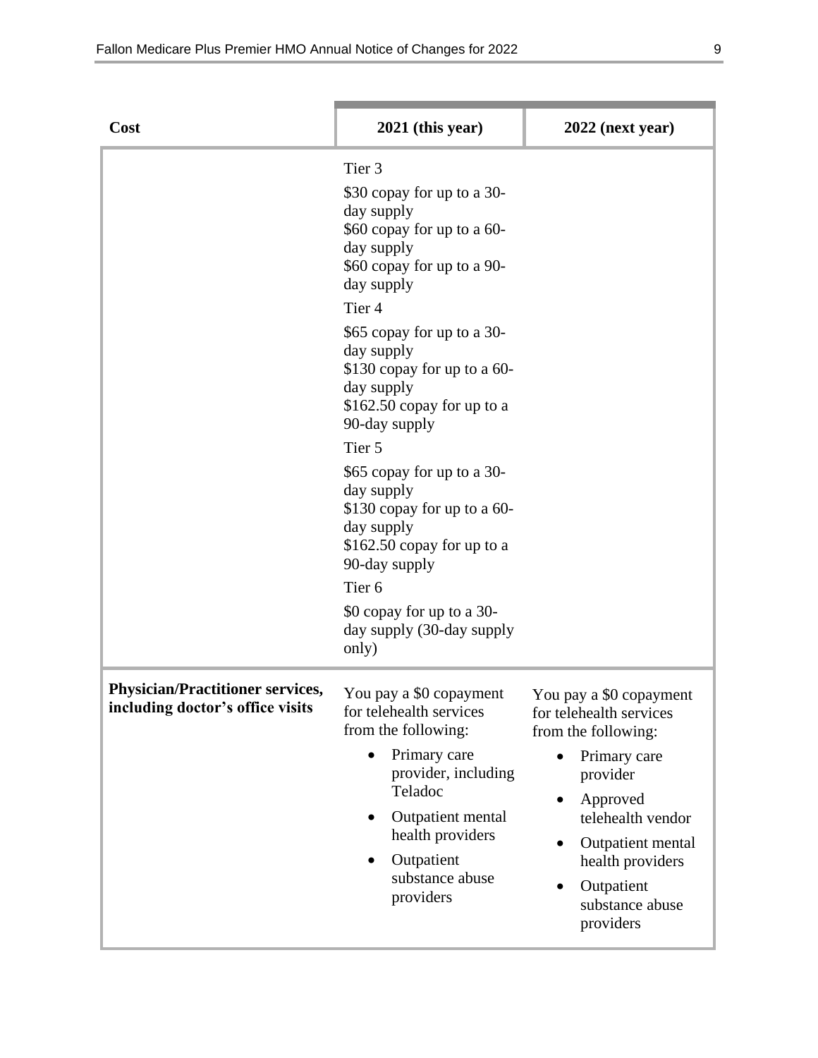| Cost | 2021 (this year) | 2022 (next year) |
|---|---|---|
| | Tier 3<br>$30 copay for up to a 30-day supply<br>$60 copay for up to a 60-day supply<br>$60 copay for up to a 90-day supply<br>Tier 4<br>$65 copay for up to a 30-day supply<br>$130 copay for up to a 60-day supply<br>$162.50 copay for up to a 90-day supply<br>Tier 5<br>$65 copay for up to a 30-day supply<br>$130 copay for up to a 60-day supply<br>$162.50 copay for up to a 90-day supply<br>Tier 6<br>$0 copay for up to a 30-day supply (30-day supply only) | |
| **Physician/Practitioner services, including doctor's office visits** | You pay a $0 copayment for telehealth services from the following:<br>• Primary care provider, including Teladoc<br>• Outpatient mental health providers<br>• Outpatient substance abuse providers | You pay a $0 copayment for telehealth services from the following:<br>• Primary care provider<br>• Approved telehealth vendor<br>• Outpatient mental health providers<br>• Outpatient substance abuse providers |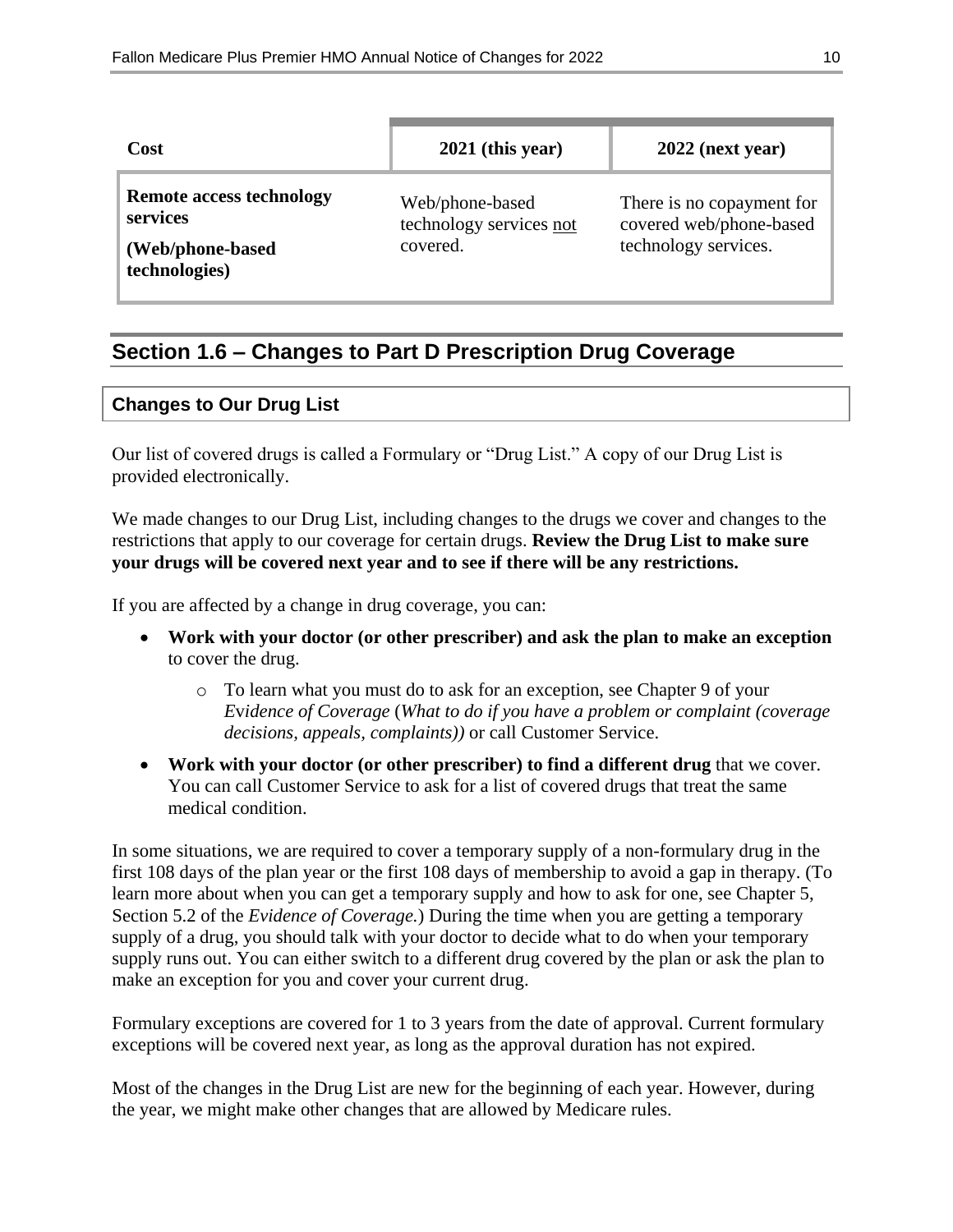| Cost | 2021 (this year) | 2022 (next year) |
|---|---|---|
| **Remote access technology services**<br><br>**(Web/phone-based technologies)** | Web/phone-based technology services not covered. | There is no copayment for covered web/phone-based technology services. |

## Section 1.6 – Changes to Part D Prescription Drug Coverage

### Changes to Our Drug List

Our list of covered drugs is called a Formulary or "Drug List." A copy of our Drug List is provided electronically.

We made changes to our Drug List, including changes to the drugs we cover and changes to the restrictions that apply to our coverage for certain drugs. **Review the Drug List to make sure your drugs will be covered next year and to see if there will be any restrictions.**

If you are affected by a change in drug coverage, you can:

- **Work with your doctor (or other prescriber) and ask the plan to make an exception** to cover the drug.
  - To learn what you must do to ask for an exception, see Chapter 9 of your *Evidence of Coverage* (*What to do if you have a problem or complaint (coverage decisions, appeals, complaints))* or call Customer Service.
- **Work with your doctor (or other prescriber) to find a different drug** that we cover. You can call Customer Service to ask for a list of covered drugs that treat the same medical condition.

In some situations, we are required to cover a temporary supply of a non-formulary drug in the first 108 days of the plan year or the first 108 days of membership to avoid a gap in therapy. (To learn more about when you can get a temporary supply and how to ask for one, see Chapter 5, Section 5.2 of the *Evidence of Coverage.*) During the time when you are getting a temporary supply of a drug, you should talk with your doctor to decide what to do when your temporary supply runs out. You can either switch to a different drug covered by the plan or ask the plan to make an exception for you and cover your current drug.

Formulary exceptions are covered for 1 to 3 years from the date of approval. Current formulary exceptions will be covered next year, as long as the approval duration has not expired.

Most of the changes in the Drug List are new for the beginning of each year. However, during the year, we might make other changes that are allowed by Medicare rules.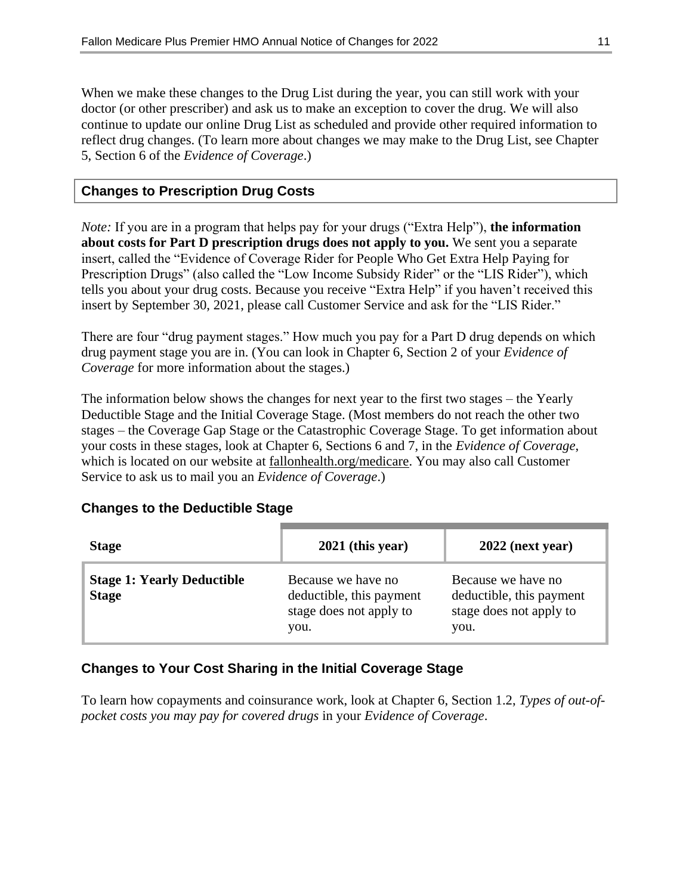When we make these changes to the Drug List during the year, you can still work with your doctor (or other prescriber) and ask us to make an exception to cover the drug. We will also continue to update our online Drug List as scheduled and provide other required information to reflect drug changes. (To learn more about changes we may make to the Drug List, see Chapter 5, Section 6 of the *Evidence of Coverage*.)

## Changes to Prescription Drug Costs

*Note:* If you are in a program that helps pay for your drugs ("Extra Help"), **the information about costs for Part D prescription drugs does not apply to you.** We sent you a separate insert, called the "Evidence of Coverage Rider for People Who Get Extra Help Paying for Prescription Drugs" (also called the "Low Income Subsidy Rider" or the "LIS Rider"), which tells you about your drug costs. Because you receive "Extra Help" if you haven't received this insert by September 30, 2021, please call Customer Service and ask for the "LIS Rider."

There are four "drug payment stages." How much you pay for a Part D drug depends on which drug payment stage you are in. (You can look in Chapter 6, Section 2 of your *Evidence of Coverage* for more information about the stages.)

The information below shows the changes for next year to the first two stages – the Yearly Deductible Stage and the Initial Coverage Stage. (Most members do not reach the other two stages – the Coverage Gap Stage or the Catastrophic Coverage Stage. To get information about your costs in these stages, look at Chapter 6, Sections 6 and 7, in the *Evidence of Coverage*, which is located on our website at fallonhealth.org/medicare. You may also call Customer Service to ask us to mail you an *Evidence of Coverage*.)

### Changes to the Deductible Stage

| Stage | 2021 (this year) | 2022 (next year) |
|---|---|---|
| **Stage 1: Yearly Deductible Stage** | Because we have no deductible, this payment stage does not apply to you. | Because we have no deductible, this payment stage does not apply to you. |

### Changes to Your Cost Sharing in the Initial Coverage Stage

To learn how copayments and coinsurance work, look at Chapter 6, Section 1.2, *Types of out-of-pocket costs you may pay for covered drugs* in your *Evidence of Coverage*.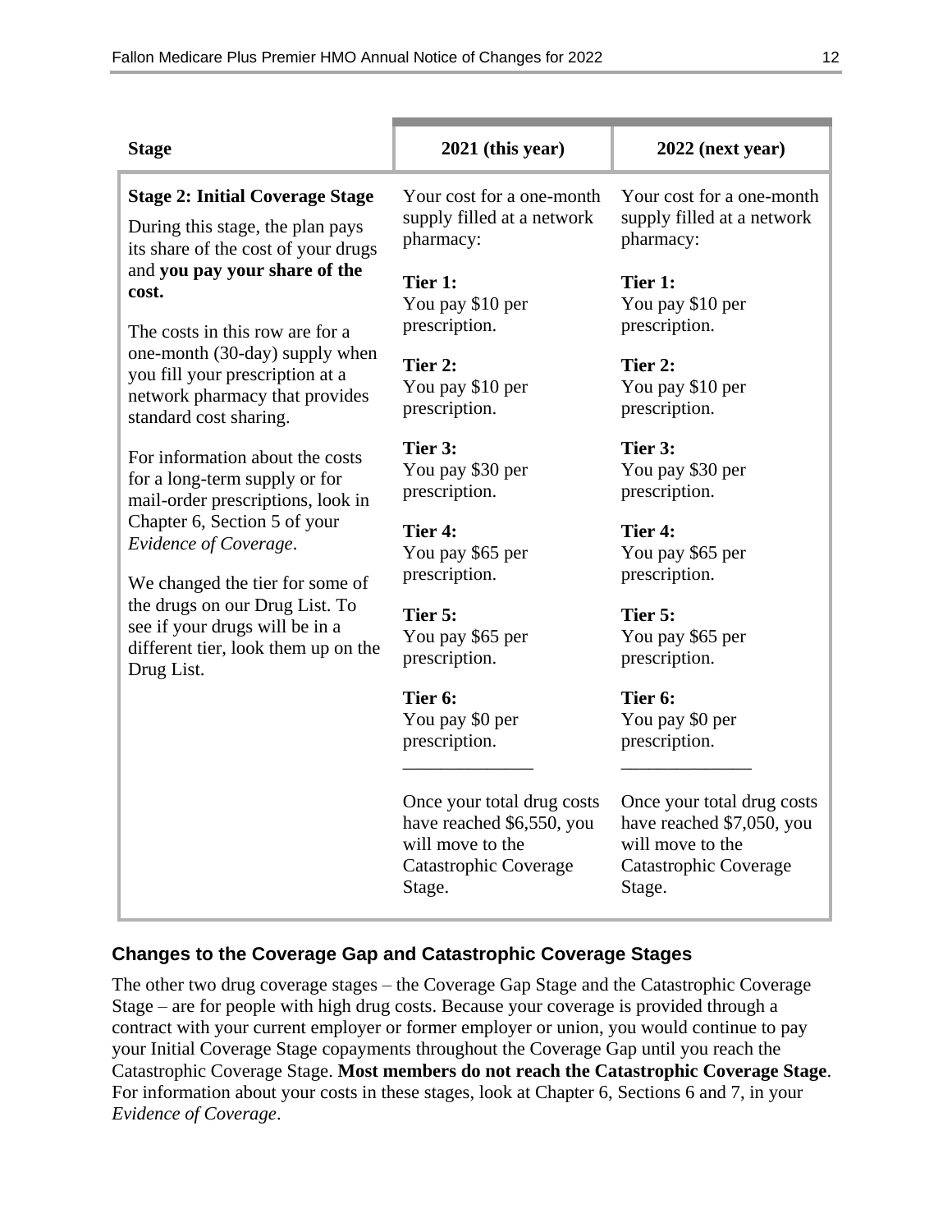| Stage | 2021 (this year) | 2022 (next year) |
|---|---|---|
| **Stage 2: Initial Coverage Stage**<br>During this stage, the plan pays its share of the cost of your drugs and **you pay your share of the cost.**<br><br>The costs in this row are for a one-month (30-day) supply when you fill your prescription at a network pharmacy that provides standard cost sharing.<br><br>For information about the costs for a long-term supply or for mail-order prescriptions, look in Chapter 6, Section 5 of your *Evidence of Coverage*.<br><br>We changed the tier for some of the drugs on our Drug List. To see if your drugs will be in a different tier, look them up on the Drug List. | Your cost for a one-month supply filled at a network pharmacy:<br><br>**Tier 1:**<br>You pay $10 per prescription.<br><br>**Tier 2:**<br>You pay $10 per prescription.<br><br>**Tier 3:**<br>You pay $30 per prescription.<br><br>**Tier 4:**<br>You pay $65 per prescription.<br><br>**Tier 5:**<br>You pay $65 per prescription.<br><br>**Tier 6:**<br>You pay $0 per prescription.<br>______________<br><br>Once your total drug costs have reached $6,550, you will move to the Catastrophic Coverage Stage. | Your cost for a one-month supply filled at a network pharmacy:<br><br>**Tier 1:**<br>You pay $10 per prescription.<br><br>**Tier 2:**<br>You pay $10 per prescription.<br><br>**Tier 3:**<br>You pay $30 per prescription.<br><br>**Tier 4:**<br>You pay $65 per prescription.<br><br>**Tier 5:**<br>You pay $65 per prescription.<br><br>**Tier 6:**<br>You pay $0 per prescription.<br>______________<br><br>Once your total drug costs have reached $7,050, you will move to the Catastrophic Coverage Stage. |

### Changes to the Coverage Gap and Catastrophic Coverage Stages

The other two drug coverage stages – the Coverage Gap Stage and the Catastrophic Coverage Stage – are for people with high drug costs. Because your coverage is provided through a contract with your current employer or former employer or union, you would continue to pay your Initial Coverage Stage copayments throughout the Coverage Gap until you reach the Catastrophic Coverage Stage. **Most members do not reach the Catastrophic Coverage Stage**. For information about your costs in these stages, look at Chapter 6, Sections 6 and 7, in your *Evidence of Coverage*.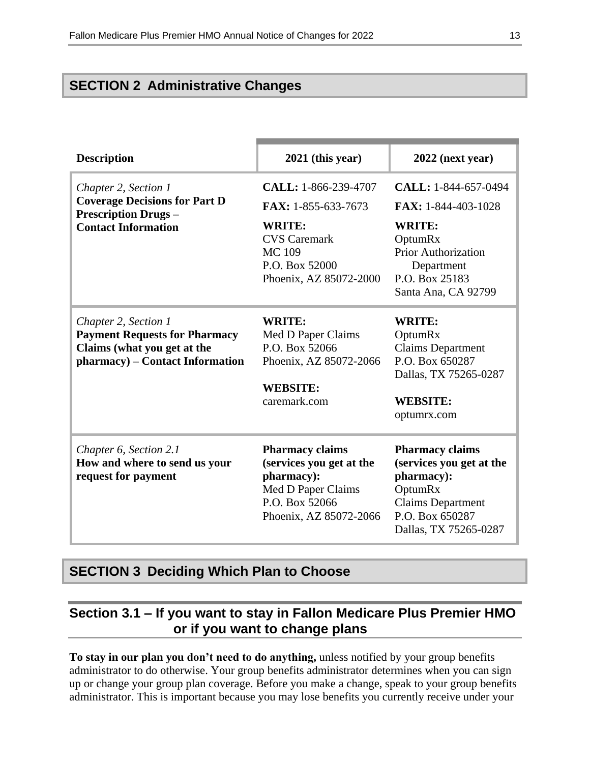## SECTION 2 Administrative Changes

| Description | 2021 (this year) | 2022 (next year) |
|---|---|---|
| *Chapter 2, Section 1*<br>**Coverage Decisions for Part D Prescription Drugs – Contact Information** | **CALL:** 1-866-239-4707<br>**FAX:** 1-855-633-7673<br>**WRITE:**<br>CVS Caremark<br>MC 109<br>P.O. Box 52000<br>Phoenix, AZ 85072-2000 | **CALL:** 1-844-657-0494<br>**FAX:** 1-844-403-1028<br>**WRITE:**<br>OptumRx<br>Prior Authorization Department<br>P.O. Box 25183<br>Santa Ana, CA 92799 |
| *Chapter 2, Section 1*<br>**Payment Requests for Pharmacy Claims (what you get at the pharmacy) – Contact Information** | **WRITE:**<br>Med D Paper Claims<br>P.O. Box 52066<br>Phoenix, AZ 85072-2066<br>**WEBSITE:**<br>caremark.com | **WRITE:**<br>OptumRx<br>Claims Department<br>P.O. Box 650287<br>Dallas, TX 75265-0287<br>**WEBSITE:**<br>optumrx.com |
| *Chapter 6, Section 2.1*<br>**How and where to send us your request for payment** | **Pharmacy claims (services you get at the pharmacy):**<br>Med D Paper Claims<br>P.O. Box 52066<br>Phoenix, AZ 85072-2066 | **Pharmacy claims (services you get at the pharmacy):**<br>OptumRx<br>Claims Department<br>P.O. Box 650287<br>Dallas, TX 75265-0287 |

## SECTION 3 Deciding Which Plan to Choose

### Section 3.1 – If you want to stay in Fallon Medicare Plus Premier HMO or if you want to change plans

**To stay in our plan you don't need to do anything,** unless notified by your group benefits administrator to do otherwise. Your group benefits administrator determines when you can sign up or change your group plan coverage. Before you make a change, speak to your group benefits administrator. This is important because you may lose benefits you currently receive under your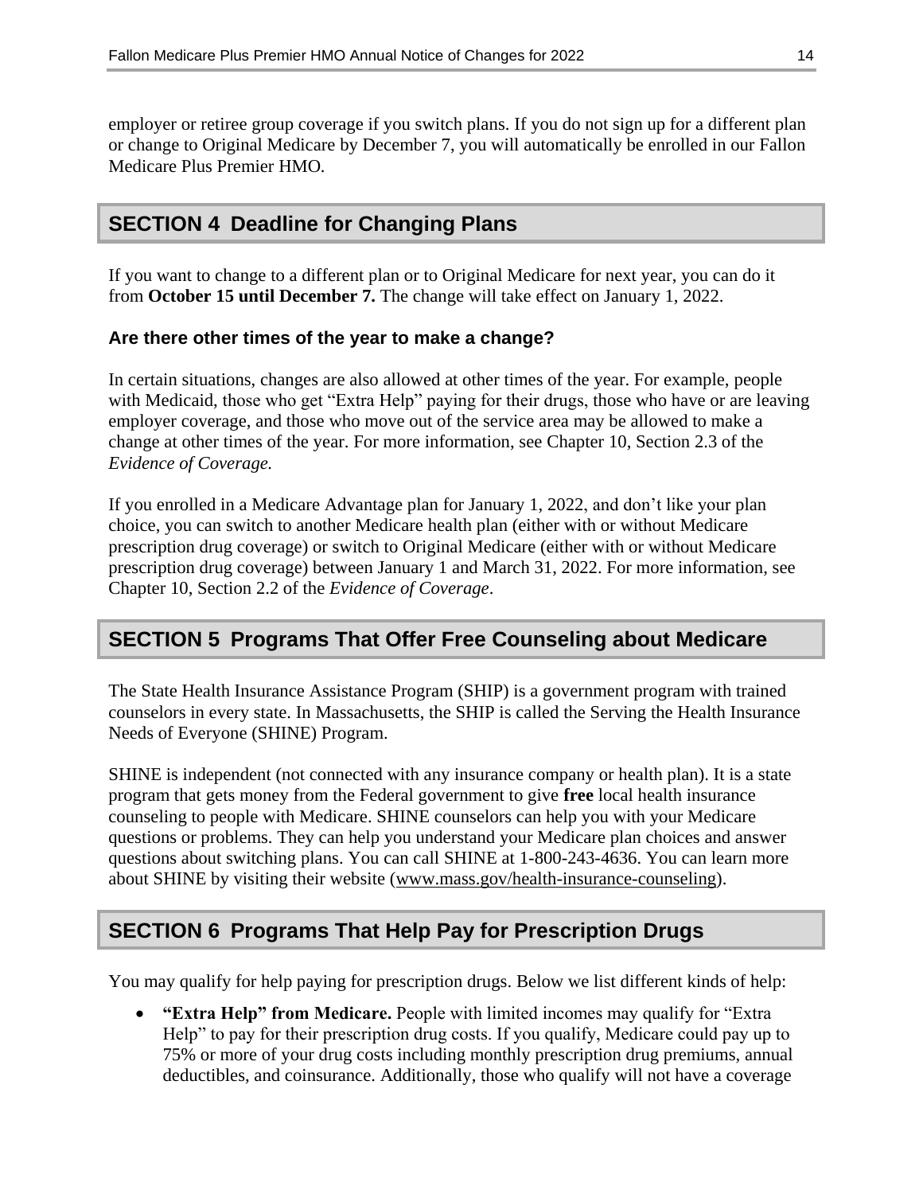employer or retiree group coverage if you switch plans. If you do not sign up for a different plan or change to Original Medicare by December 7, you will automatically be enrolled in our Fallon Medicare Plus Premier HMO.

## SECTION 4 Deadline for Changing Plans

If you want to change to a different plan or to Original Medicare for next year, you can do it from **October 15 until December 7.** The change will take effect on January 1, 2022.

### Are there other times of the year to make a change?

In certain situations, changes are also allowed at other times of the year. For example, people with Medicaid, those who get "Extra Help" paying for their drugs, those who have or are leaving employer coverage, and those who move out of the service area may be allowed to make a change at other times of the year. For more information, see Chapter 10, Section 2.3 of the *Evidence of Coverage.*

If you enrolled in a Medicare Advantage plan for January 1, 2022, and don't like your plan choice, you can switch to another Medicare health plan (either with or without Medicare prescription drug coverage) or switch to Original Medicare (either with or without Medicare prescription drug coverage) between January 1 and March 31, 2022. For more information, see Chapter 10, Section 2.2 of the *Evidence of Coverage*.

## SECTION 5 Programs That Offer Free Counseling about Medicare

The State Health Insurance Assistance Program (SHIP) is a government program with trained counselors in every state. In Massachusetts, the SHIP is called the Serving the Health Insurance Needs of Everyone (SHINE) Program.

SHINE is independent (not connected with any insurance company or health plan). It is a state program that gets money from the Federal government to give **free** local health insurance counseling to people with Medicare. SHINE counselors can help you with your Medicare questions or problems. They can help you understand your Medicare plan choices and answer questions about switching plans. You can call SHINE at 1-800-243-4636. You can learn more about SHINE by visiting their website (www.mass.gov/health-insurance-counseling).

## SECTION 6 Programs That Help Pay for Prescription Drugs

You may qualify for help paying for prescription drugs. Below we list different kinds of help:

- **"Extra Help" from Medicare.** People with limited incomes may qualify for "Extra Help" to pay for their prescription drug costs. If you qualify, Medicare could pay up to 75% or more of your drug costs including monthly prescription drug premiums, annual deductibles, and coinsurance. Additionally, those who qualify will not have a coverage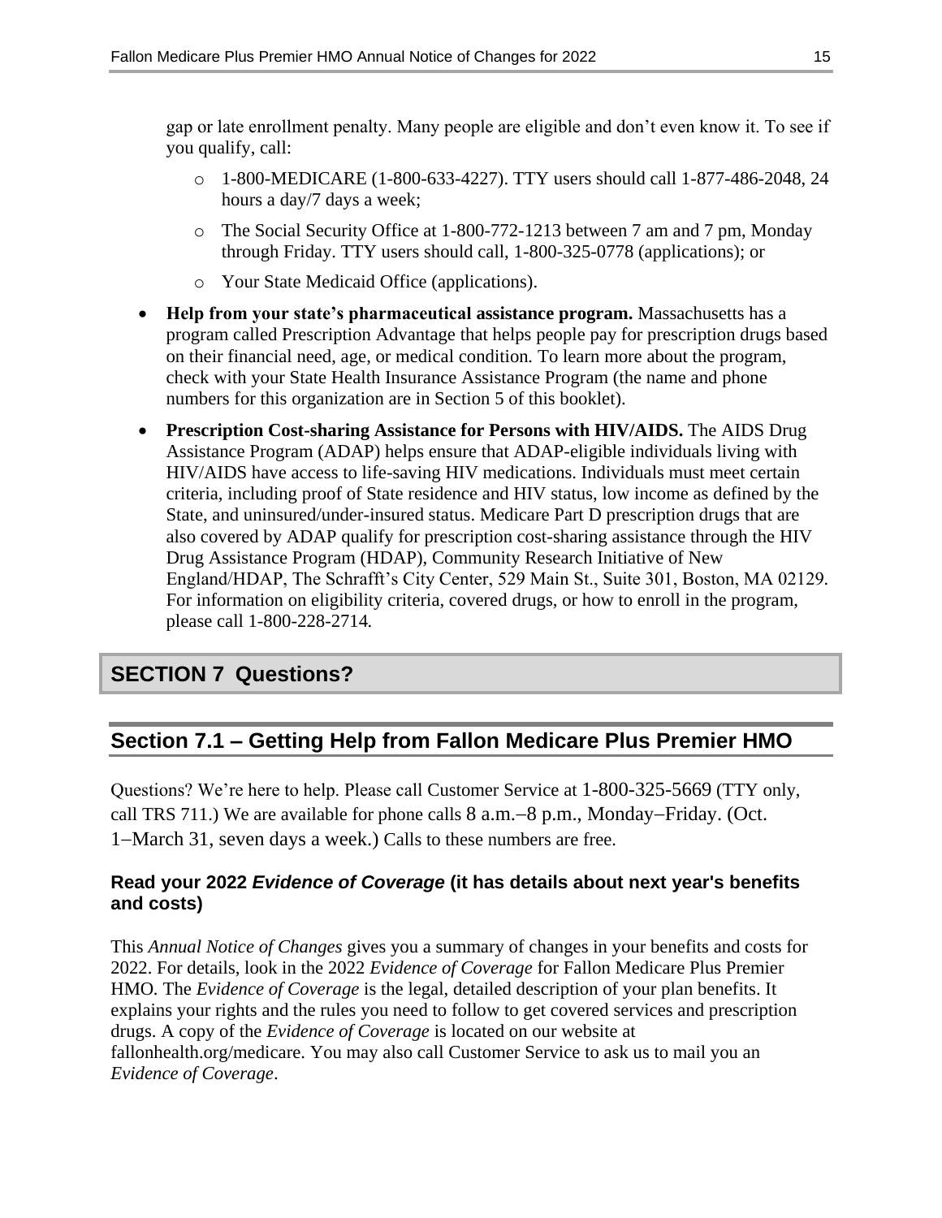gap or late enrollment penalty. Many people are eligible and don't even know it. To see if you qualify, call:

- 1-800-MEDICARE (1-800-633-4227). TTY users should call 1-877-486-2048, 24 hours a day/7 days a week;
- The Social Security Office at 1-800-772-1213 between 7 am and 7 pm, Monday through Friday. TTY users should call, 1-800-325-0778 (applications); or
- Your State Medicaid Office (applications).

- **Help from your state's pharmaceutical assistance program.** Massachusetts has a program called Prescription Advantage that helps people pay for prescription drugs based on their financial need, age, or medical condition. To learn more about the program, check with your State Health Insurance Assistance Program (the name and phone numbers for this organization are in Section 5 of this booklet).
- **Prescription Cost-sharing Assistance for Persons with HIV/AIDS.** The AIDS Drug Assistance Program (ADAP) helps ensure that ADAP-eligible individuals living with HIV/AIDS have access to life-saving HIV medications. Individuals must meet certain criteria, including proof of State residence and HIV status, low income as defined by the State, and uninsured/under-insured status. Medicare Part D prescription drugs that are also covered by ADAP qualify for prescription cost-sharing assistance through the HIV Drug Assistance Program (HDAP), Community Research Initiative of New England/HDAP, The Schrafft's City Center, 529 Main St., Suite 301, Boston, MA 02129. For information on eligibility criteria, covered drugs, or how to enroll in the program, please call 1-800-228-2714.

# SECTION 7 Questions?

## Section 7.1 – Getting Help from Fallon Medicare Plus Premier HMO

Questions? We're here to help. Please call Customer Service at 1-800-325-5669 (TTY only, call TRS 711.) We are available for phone calls 8 a.m.–8 p.m., Monday–Friday. (Oct. 1–March 31, seven days a week.) Calls to these numbers are free.

### Read your 2022 *Evidence of Coverage* (it has details about next year's benefits and costs)

This *Annual Notice of Changes* gives you a summary of changes in your benefits and costs for 2022. For details, look in the 2022 *Evidence of Coverage* for Fallon Medicare Plus Premier HMO. The *Evidence of Coverage* is the legal, detailed description of your plan benefits. It explains your rights and the rules you need to follow to get covered services and prescription drugs. A copy of the *Evidence of Coverage* is located on our website at fallonhealth.org/medicare. You may also call Customer Service to ask us to mail you an *Evidence of Coverage*.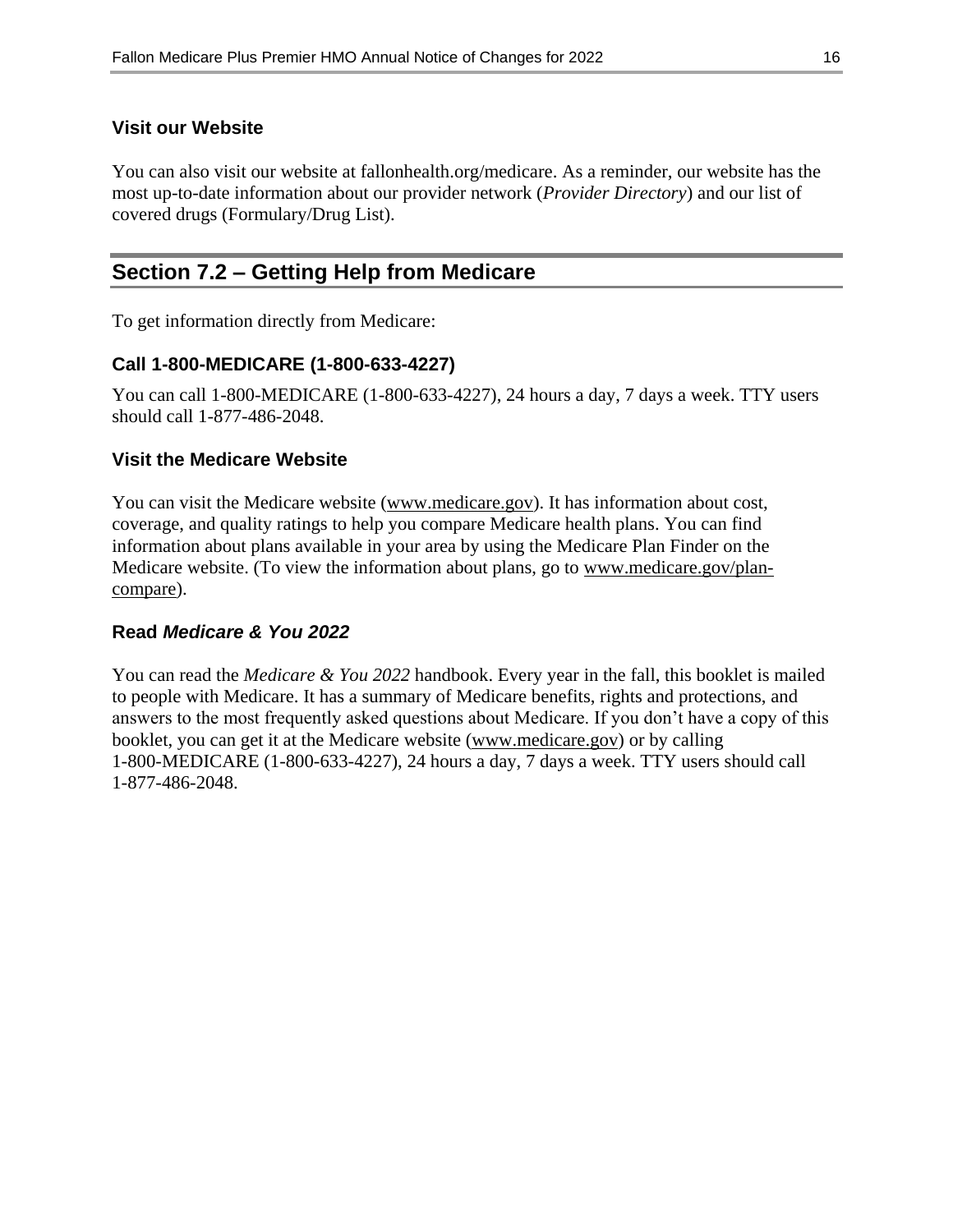### Visit our Website

You can also visit our website at fallonhealth.org/medicare. As a reminder, our website has the most up-to-date information about our provider network (*Provider Directory*) and our list of covered drugs (Formulary/Drug List).

## Section 7.2 – Getting Help from Medicare

To get information directly from Medicare:

### Call 1-800-MEDICARE (1-800-633-4227)

You can call 1-800-MEDICARE (1-800-633-4227), 24 hours a day, 7 days a week. TTY users should call 1-877-486-2048.

### Visit the Medicare Website

You can visit the Medicare website (www.medicare.gov). It has information about cost, coverage, and quality ratings to help you compare Medicare health plans. You can find information about plans available in your area by using the Medicare Plan Finder on the Medicare website. (To view the information about plans, go to www.medicare.gov/plan-compare).

### Read *Medicare & You 2022*

You can read the *Medicare & You 2022* handbook. Every year in the fall, this booklet is mailed to people with Medicare. It has a summary of Medicare benefits, rights and protections, and answers to the most frequently asked questions about Medicare. If you don't have a copy of this booklet, you can get it at the Medicare website (www.medicare.gov) or by calling 1-800-MEDICARE (1-800-633-4227), 24 hours a day, 7 days a week. TTY users should call 1-877-486-2048.